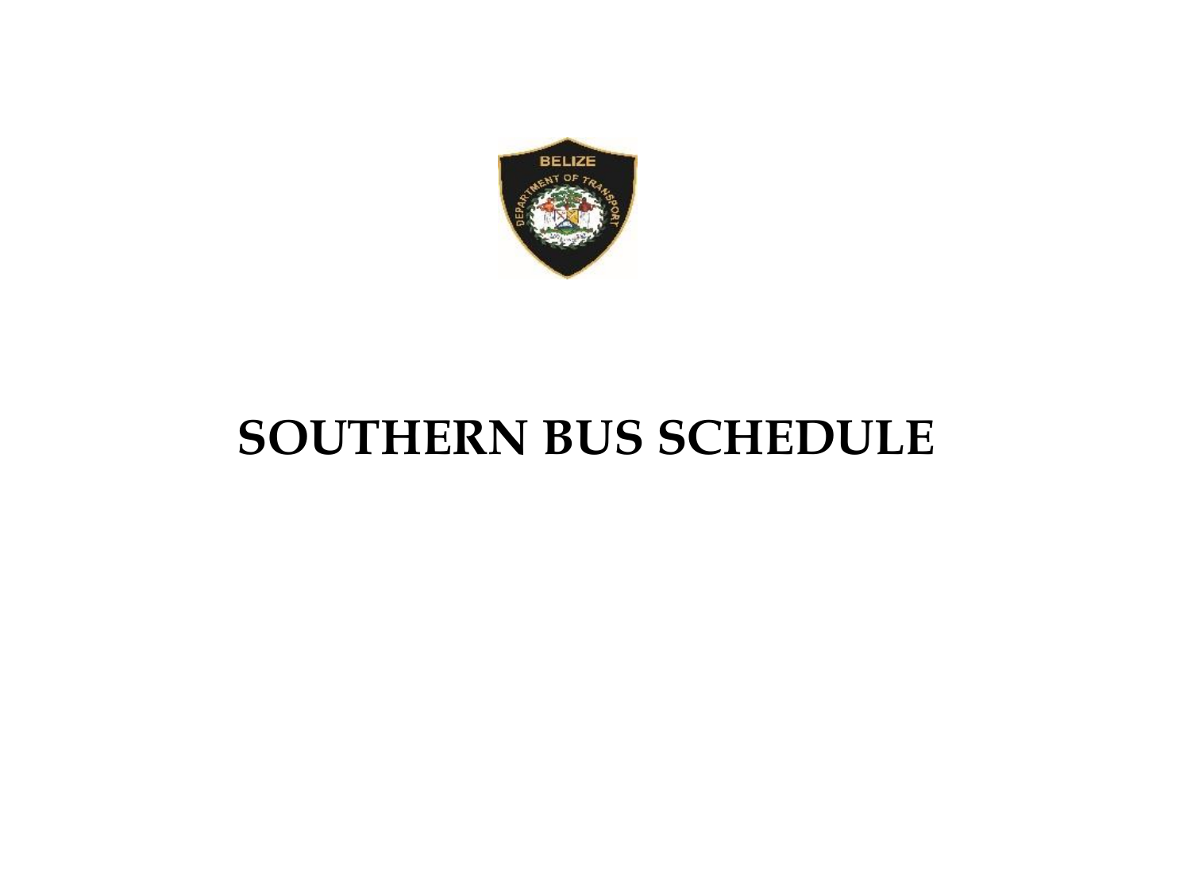# SOUTHERN BUS SCHEDULE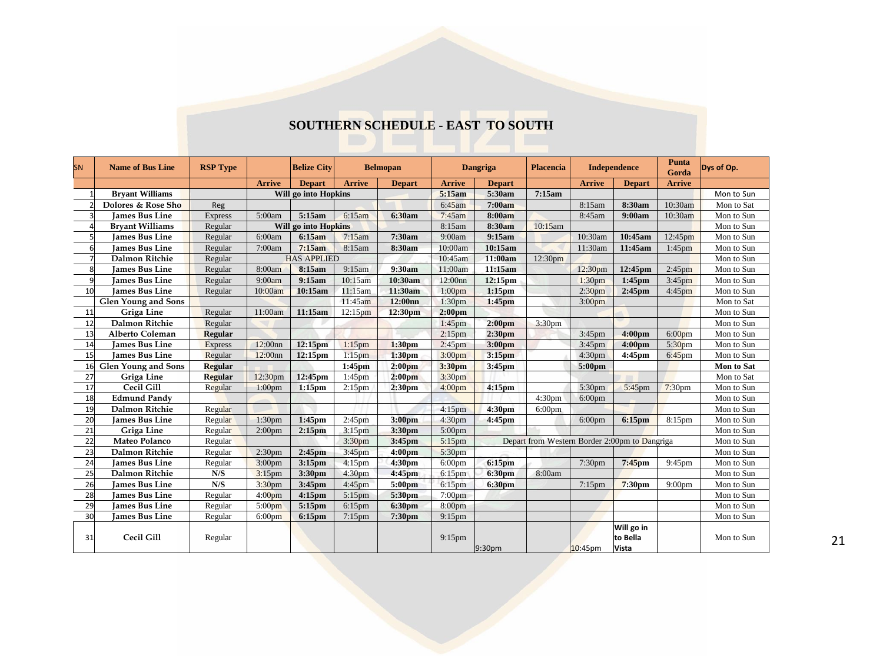# SOUTHERN SCHEDULE - EAST TO SOUTH

| SN | Name of Bus Line | RSP Type | Belize City | | Belmopan | | Dangriga | | Placencia | Independence | | Punta Gorda | Dys of Op. |
|---|---|---|---|---|---|---|---|---|---|---|---|---|---|
| | | | Arrive | Depart | Arrive | Depart | Arrive | Depart | | Arrive | Depart | Arrive | |
| 1 | Bryant Williams | | Will go into Hopkins | | | | 5:15am | 5:30am | 7:15am | | | | Mon to Sun |
| 2 | Dolores & Rose Sho | Reg | | | | | 6:45am | 7:00am | | 8:15am | 8:30am | 10:30am | Mon to Sat |
| 3 | James Bus Line | Express | 5:00am | 5:15am | 6:15am | 6:30am | 7:45am | 8:00am | | 8:45am | 9:00am | 10:30am | Mon to Sun |
| 4 | Bryant Williams | Regular | Will go into Hopkins | | | | 8:15am | 8:30am | 10:15am | | | | Mon to Sun |
| 5 | James Bus Line | Regular | 6:00am | 6:15am | 7:15am | 7:30am | 9:00am | 9:15am | | 10:30am | 10:45am | 12:45pm | Mon to Sun |
| 6 | James Bus Line | Regular | 7:00am | 7:15am | 8:15am | 8:30am | 10:00am | 10:15am | | 11:30am | 11:45am | 1:45pm | Mon to Sun |
| 7 | Dalmon Ritchie | Regular | HAS APPLIED | | | | 10:45am | 11:00am | 12:30pm | | | | Mon to Sun |
| 8 | James Bus Line | Regular | 8:00am | 8:15am | 9:15am | 9:30am | 11:00am | 11:15am | | 12:30pm | 12:45pm | 2:45pm | Mon to Sun |
| 9 | James Bus Line | Regular | 9:00am | 9:15am | 10:15am | 10:30am | 12:00nn | 12:15pm | | 1:30pm | 1:45pm | 3:45pm | Mon to Sun |
| 10 | James Bus Line | Regular | 10:00am | 10:15am | 11:15am | 11:30am | 1:00pm | 1:15pm | | 2:30pm | 2:45pm | 4:45pm | Mon to Sun |
| | Glen Young and Sons | | | | 11:45am | 12:00nn | 1:30pm | 1:45pm | | 3:00pm | | | Mon to Sat |
| 11 | Griga Line | Regular | 11:00am | 11:15am | 12:15pm | 12:30pm | 2:00pm | | | | | | Mon to Sun |
| 12 | Dalmon Ritchie | Regular | | | | | 1:45pm | 2:00pm | 3:30pm | | | | Mon to Sun |
| 13 | Alberto Coleman | Regular | | | | | 2:15pm | 2:30pm | | 3:45pm | 4:00pm | 6:00pm | Mon to Sun |
| 14 | James Bus Line | Express | 12:00nn | 12:15pm | 1:15pm | 1:30pm | 2:45pm | 3:00pm | | 3:45pm | 4:00pm | 5:30pm | Mon to Sun |
| 15 | James Bus Line | Regular | 12:00nn | 12:15pm | 1:15pm | 1:30pm | 3:00pm | 3:15pm | | 4:30pm | 4:45pm | 6:45pm | Mon to Sun |
| 16 | Glen Young and Sons | Regular | | | 1:45pm | 2:00pm | 3:30pm | 3:45pm | | 5:00pm | | | Mon to Sat |
| 27 | Griga Line | Regular | 12:30pm | 12:45pm | 1:45pm | 2:00pm | 3:30pm | | | | | | Mon to Sat |
| 17 | Cecil Gill | Regular | 1:00pm | 1:15pm | 2:15pm | 2:30pm | 4:00pm | 4:15pm | | 5:30pm | 5:45pm | 7:30pm | Mon to Sun |
| 18 | Edmund Pandy | | | | | | | | 4:30pm | 6:00pm | | | Mon to Sun |
| 19 | Dalmon Ritchie | Regular | | | | | 4:15pm | 4:30pm | 6:00pm | | | | Mon to Sun |
| 20 | James Bus Line | Regular | 1:30pm | 1:45pm | 2:45pm | 3:00pm | 4:30pm | 4:45pm | | 6:00pm | 6:15pm | 8:15pm | Mon to Sun |
| 21 | Griga Line | Regular | 2:00pm | 2:15pm | 3:15pm | 3:30pm | 5:00pm | | | | | | Mon to Sun |
| 22 | Mateo Polanco | Regular | | | 3:30pm | 3:45pm | 5:15pm | Depart from Western Border 2:00pm to Dangriga | | | | | Mon to Sun |
| 23 | Dalmon Ritchie | Regular | 2:30pm | 2:45pm | 3:45pm | 4:00pm | 5:30pm | | | | | | Mon to Sun |
| 24 | James Bus Line | Regular | 3:00pm | 3:15pm | 4:15pm | 4:30pm | 6:00pm | 6:15pm | | 7:30pm | 7:45pm | 9:45pm | Mon to Sun |
| 25 | Dalmon Ritchie | N/S | 3:15pm | 3:30pm | 4:30pm | 4:45pm | 6:15pm | 6:30pm | 8:00am | | | | Mon to Sun |
| 26 | James Bus Line | N/S | 3:30pm | 3:45pm | 4:45pm | 5:00pm | 6:15pm | 6:30pm | | 7:15pm | 7:30pm | 9:00pm | Mon to Sun |
| 28 | James Bus Line | Regular | 4:00pm | 4:15pm | 5:15pm | 5:30pm | 7:00pm | | | | | | Mon to Sun |
| 29 | James Bus Line | Regular | 5:00pm | 5:15pm | 6:15pm | 6:30pm | 8:00pm | | | | | | Mon to Sun |
| 30 | James Bus Line | Regular | 6:00pm | 6:15pm | 7:15pm | 7:30pm | 9:15pm | | | | | | Mon to Sun |
| 31 | Cecil Gill | Regular | | | | | 9:15pm | 9:30pm | | 10:45pm | Will go in to Bella Vista | | Mon to Sun |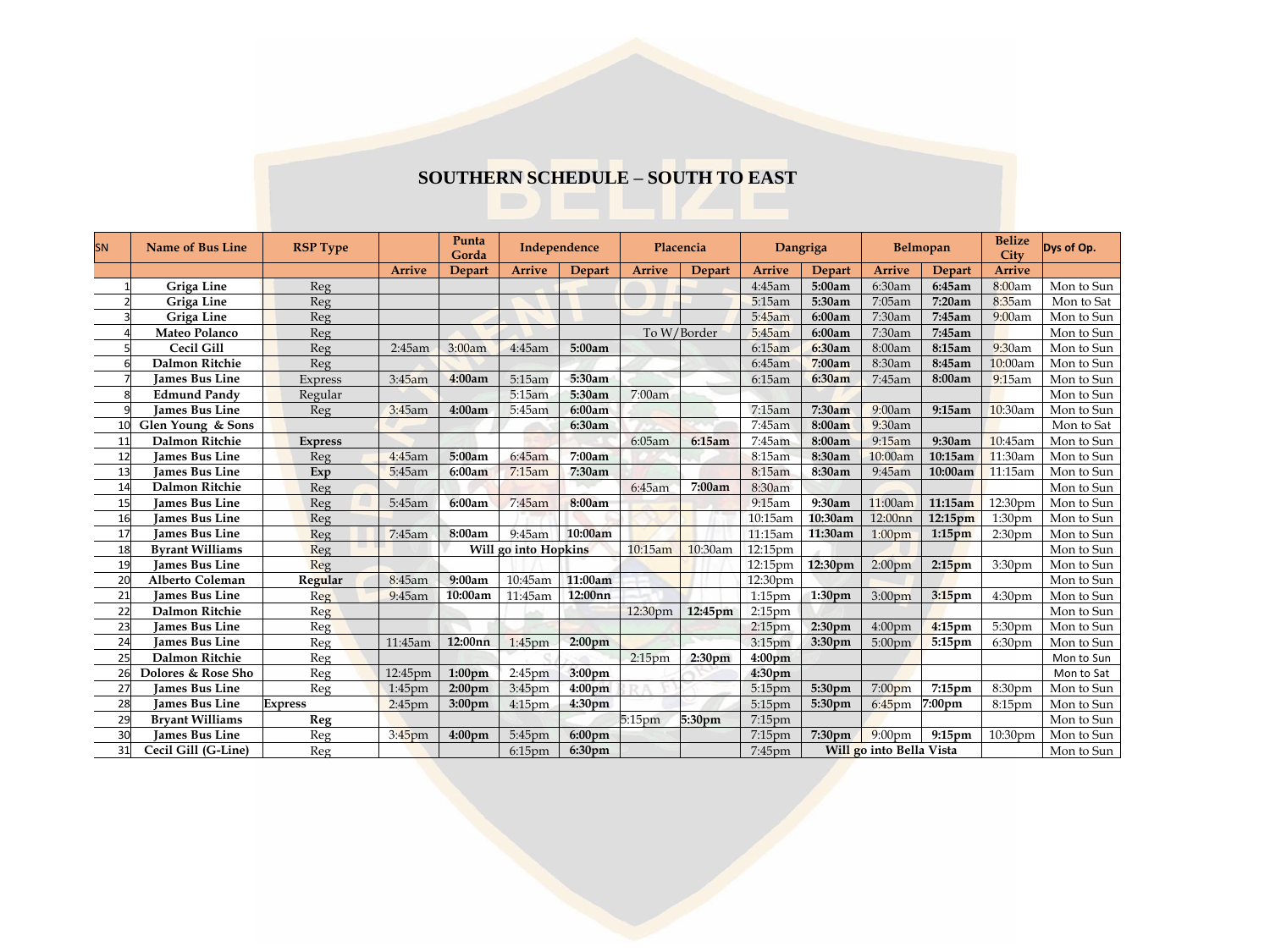## SOUTHERN SCHEDULE – SOUTH TO EAST

| SN | Name of Bus Line | RSP Type | | Punta Gorda | Independence | | Placencia | | Dangriga | | Belmopan | | Belize City | Dys of Op. |
|---|---|---|---|---|---|---|---|---|---|---|---|---|---|---|
| | | | Arrive | Depart | Arrive | Depart | Arrive | Depart | Arrive | Depart | Arrive | Depart | Arrive | |
| 1 | Griga Line | Reg | | | | | | | 4:45am | 5:00am | 6:30am | 6:45am | 8:00am | Mon to Sun |
| 2 | Griga Line | Reg | | | | | | | 5:15am | 5:30am | 7:05am | 7:20am | 8:35am | Mon to Sat |
| 3 | Griga Line | Reg | | | | | | | 5:45am | 6:00am | 7:30am | 7:45am | 9:00am | Mon to Sun |
| 4 | Mateo Polanco | Reg | | | | | To W/Border | | 5:45am | 6:00am | 7:30am | 7:45am | | Mon to Sun |
| 5 | Cecil Gill | Reg | 2:45am | 3:00am | 4:45am | 5:00am | | | 6:15am | 6:30am | 8:00am | 8:15am | 9:30am | Mon to Sun |
| 6 | Dalmon Ritchie | Reg | | | | | | | 6:45am | 7:00am | 8:30am | 8:45am | 10:00am | Mon to Sun |
| 7 | James Bus Line | Express | 3:45am | 4:00am | 5:15am | 5:30am | | | 6:15am | 6:30am | 7:45am | 8:00am | 9:15am | Mon to Sun |
| 8 | Edmund Pandy | Regular | | | 5:15am | 5:30am | 7:00am | | | | | | | Mon to Sun |
| 9 | James Bus Line | Reg | 3:45am | 4:00am | 5:45am | 6:00am | | | 7:15am | 7:30am | 9:00am | 9:15am | 10:30am | Mon to Sun |
| 10 | Glen Young & Sons | | | | | 6:30am | | | 7:45am | 8:00am | 9:30am | | | Mon to Sat |
| 11 | Dalmon Ritchie | Express | | | | | 6:05am | 6:15am | 7:45am | 8:00am | 9:15am | 9:30am | 10:45am | Mon to Sun |
| 12 | James Bus Line | Reg | 4:45am | 5:00am | 6:45am | 7:00am | | | 8:15am | 8:30am | 10:00am | 10:15am | 11:30am | Mon to Sun |
| 13 | James Bus Line | Exp | 5:45am | 6:00am | 7:15am | 7:30am | | | 8:15am | 8:30am | 9:45am | 10:00am | 11:15am | Mon to Sun |
| 14 | Dalmon Ritchie | Reg | | | | | 6:45am | 7:00am | 8:30am | | | | | Mon to Sun |
| 15 | James Bus Line | Reg | 5:45am | 6:00am | 7:45am | 8:00am | | | 9:15am | 9:30am | 11:00am | 11:15am | 12:30pm | Mon to Sun |
| 16 | James Bus Line | Reg | | | | | | | 10:15am | 10:30am | 12:00nn | 12:15pm | 1:30pm | Mon to Sun |
| 17 | James Bus Line | Reg | 7:45am | 8:00am | 9:45am | 10:00am | | | 11:15am | 11:30am | 1:00pm | 1:15pm | 2:30pm | Mon to Sun |
| 18 | Byrant Williams | Reg | | Will go into Hopkins | | | 10:15am | 10:30am | 12:15pm | | | | | Mon to Sun |
| 19 | James Bus Line | Reg | | | | | | | 12:15pm | 12:30pm | 2:00pm | 2:15pm | 3:30pm | Mon to Sun |
| 20 | Alberto Coleman | Regular | 8:45am | 9:00am | 10:45am | 11:00am | | | 12:30pm | | | | | Mon to Sun |
| 21 | James Bus Line | Reg | 9:45am | 10:00am | 11:45am | 12:00nn | | | 1:15pm | 1:30pm | 3:00pm | 3:15pm | 4:30pm | Mon to Sun |
| 22 | Dalmon Ritchie | Reg | | | | | 12:30pm | 12:45pm | 2:15pm | | | | | Mon to Sun |
| 23 | James Bus Line | Reg | | | | | | | 2:15pm | 2:30pm | 4:00pm | 4:15pm | 5:30pm | Mon to Sun |
| 24 | James Bus Line | Reg | 11:45am | 12:00nn | 1:45pm | 2:00pm | | | 3:15pm | 3:30pm | 5:00pm | 5:15pm | 6:30pm | Mon to Sun |
| 25 | Dalmon Ritchie | Reg | | | | | 2:15pm | 2:30pm | 4:00pm | | | | | Mon to Sun |
| 26 | Dolores & Rose Sho | Reg | 12:45pm | 1:00pm | 2:45pm | 3:00pm | | | 4:30pm | | | | | Mon to Sat |
| 27 | James Bus Line | Reg | 1:45pm | 2:00pm | 3:45pm | 4:00pm | | | 5:15pm | 5:30pm | 7:00pm | 7:15pm | 8:30pm | Mon to Sun |
| 28 | James Bus Line | Express | 2:45pm | 3:00pm | 4:15pm | 4:30pm | | | 5:15pm | 5:30pm | 6:45pm | 7:00pm | 8:15pm | Mon to Sun |
| 29 | Bryant Williams | Reg | | | | | 5:15pm | 5:30pm | 7:15pm | | | | | Mon to Sun |
| 30 | James Bus Line | Reg | 3:45pm | 4:00pm | 5:45pm | 6:00pm | | | 7:15pm | 7:30pm | 9:00pm | 9:15pm | 10:30pm | Mon to Sun |
| 31 | Cecil Gill (G-Line) | Reg | | | 6:15pm | 6:30pm | | | 7:45pm | Will go into Bella Vista | | | | Mon to Sun |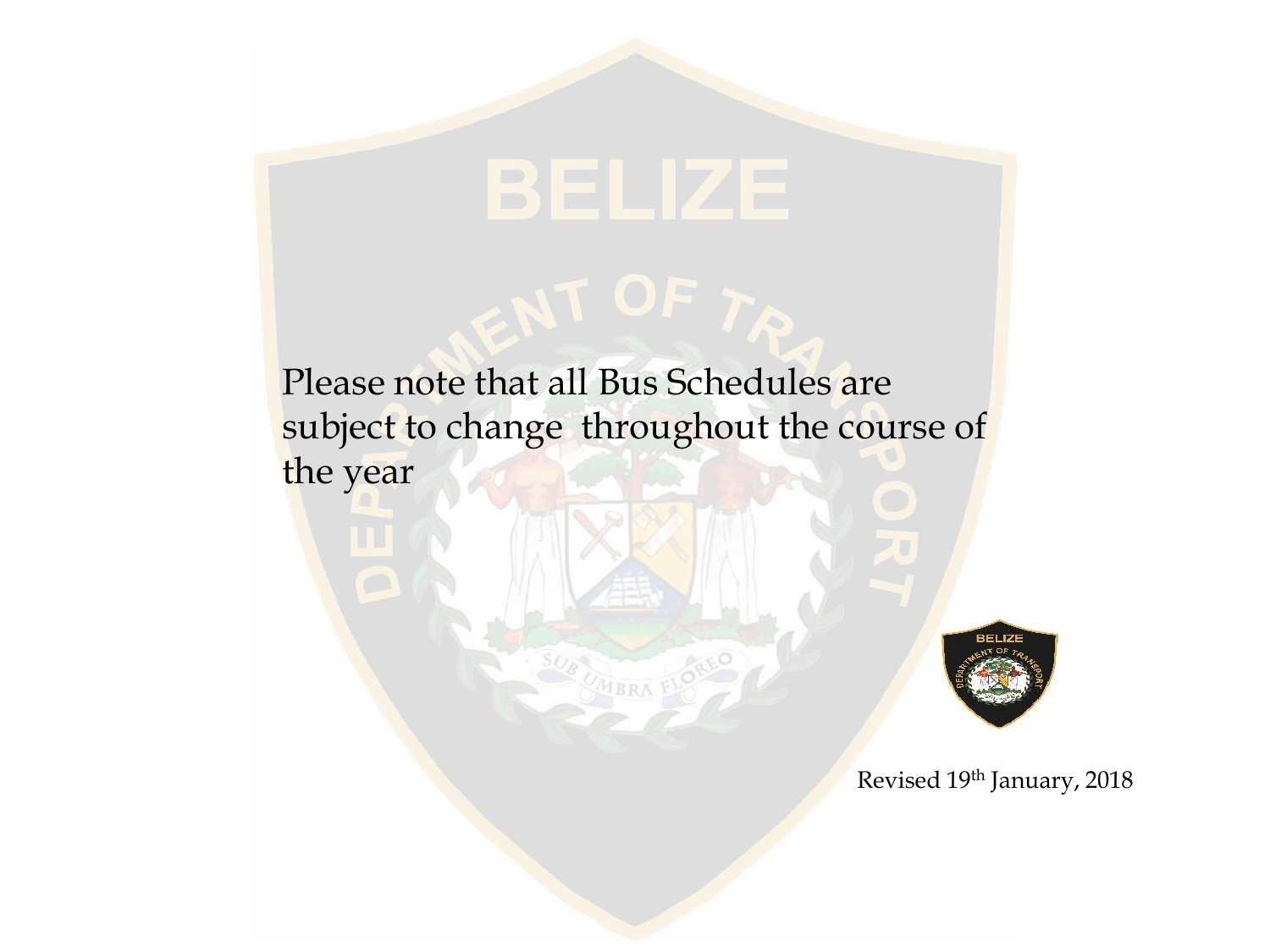Please note that all Bus Schedules are subject to change throughout the course of the year

Revised 19th January, 2018